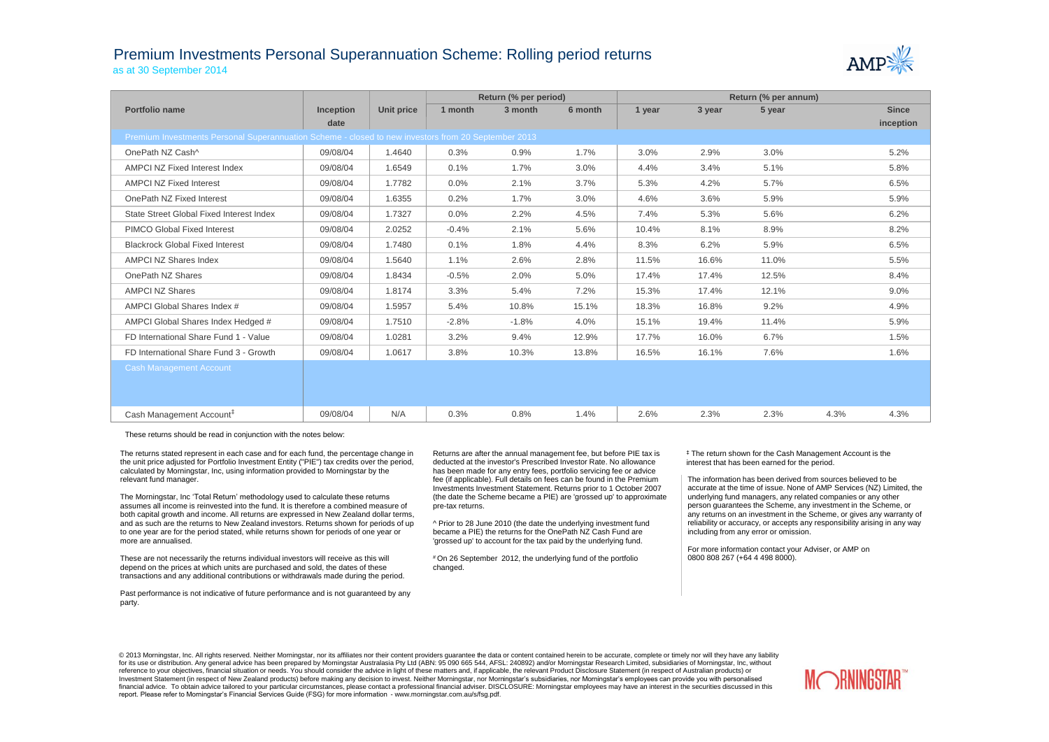# Premium Investments Personal Superannuation Scheme: Rolling period returns

as at 30 September 2014

| Portfolio name | Inception date | Unit price | Return (% per period) | | | Return (% per annum) | | | | |
|---|---|---|---|---|---|---|---|---|---|---|
| | | | 1 month | 3 month | 6 month | 1 year | 3 year | 5 year | | Since inception |
| Premium Investments Personal Superannuation Scheme - closed to new investors from 20 September 2013 | | | | | | | | | | |
| OnePath NZ Cash^ | 09/08/04 | 1.4640 | 0.3% | 0.9% | 1.7% | 3.0% | 2.9% | 3.0% | | 5.2% |
| AMPCI NZ Fixed Interest Index | 09/08/04 | 1.6549 | 0.1% | 1.7% | 3.0% | 4.4% | 3.4% | 5.1% | | 5.8% |
| AMPCI NZ Fixed Interest | 09/08/04 | 1.7782 | 0.0% | 2.1% | 3.7% | 5.3% | 4.2% | 5.7% | | 6.5% |
| OnePath NZ Fixed Interest | 09/08/04 | 1.6355 | 0.2% | 1.7% | 3.0% | 4.6% | 3.6% | 5.9% | | 5.9% |
| State Street Global Fixed Interest Index | 09/08/04 | 1.7327 | 0.0% | 2.2% | 4.5% | 7.4% | 5.3% | 5.6% | | 6.2% |
| PIMCO Global Fixed Interest | 09/08/04 | 2.0252 | -0.4% | 2.1% | 5.6% | 10.4% | 8.1% | 8.9% | | 8.2% |
| Blackrock Global Fixed Interest | 09/08/04 | 1.7480 | 0.1% | 1.8% | 4.4% | 8.3% | 6.2% | 5.9% | | 6.5% |
| AMPCI NZ Shares Index | 09/08/04 | 1.5640 | 1.1% | 2.6% | 2.8% | 11.5% | 16.6% | 11.0% | | 5.5% |
| OnePath NZ Shares | 09/08/04 | 1.8434 | -0.5% | 2.0% | 5.0% | 17.4% | 17.4% | 12.5% | | 8.4% |
| AMPCI NZ Shares | 09/08/04 | 1.8174 | 3.3% | 5.4% | 7.2% | 15.3% | 17.4% | 12.1% | | 9.0% |
| AMPCI Global Shares Index # | 09/08/04 | 1.5957 | 5.4% | 10.8% | 15.1% | 18.3% | 16.8% | 9.2% | | 4.9% |
| AMPCI Global Shares Index Hedged # | 09/08/04 | 1.7510 | -2.8% | -1.8% | 4.0% | 15.1% | 19.4% | 11.4% | | 5.9% |
| FD International Share Fund 1 - Value | 09/08/04 | 1.0281 | 3.2% | 9.4% | 12.9% | 17.7% | 16.0% | 6.7% | | 1.5% |
| FD International Share Fund 3 - Growth | 09/08/04 | 1.0617 | 3.8% | 10.3% | 13.8% | 16.5% | 16.1% | 7.6% | | 1.6% |
| Cash Management Account | | | | | | | | | | |
| Cash Management Account‡ | 09/08/04 | N/A | 0.3% | 0.8% | 1.4% | 2.6% | 2.3% | 2.3% | 4.3% | 4.3% |

These returns should be read in conjunction with the notes below:

The returns stated represent in each case and for each fund, the percentage change in the unit price adjusted for Portfolio Investment Entity ("PIE") tax credits over the period, calculated by Morningstar, Inc, using information provided to Morningstar by the relevant fund manager.

The Morningstar, Inc 'Total Return' methodology used to calculate these returns assumes all income is reinvested into the fund. It is therefore a combined measure of both capital growth and income. All returns are expressed in New Zealand dollar terms, and as such are the returns to New Zealand investors. Returns shown for periods of up to one year are for the period stated, while returns shown for periods of one year or more are annualised.

These are not necessarily the returns individual investors will receive as this will depend on the prices at which units are purchased and sold, the dates of these transactions and any additional contributions or withdrawals made during the period.

Past performance is not indicative of future performance and is not guaranteed by any party.

Returns are after the annual management fee, but before PIE tax is deducted at the investor's Prescribed Investor Rate. No allowance has been made for any entry fees, portfolio servicing fee or advice fee (if applicable). Full details on fees can be found in the Premium Investments Investment Statement. Returns prior to 1 October 2007 (the date the Scheme became a PIE) are 'grossed up' to approximate pre-tax returns.

^ Prior to 28 June 2010 (the date the underlying investment fund became a PIE) the returns for the OnePath NZ Cash Fund are 'grossed up' to account for the tax paid by the underlying fund.

# On 26 September 2012, the underlying fund of the portfolio changed.

‡ The return shown for the Cash Management Account is the interest that has been earned for the period.

The information has been derived from sources believed to be accurate at the time of issue. None of AMP Services (NZ) Limited, the underlying fund managers, any related companies or any other person guarantees the Scheme, any investment in the Scheme, or any returns on an investment in the Scheme, or gives any warranty of reliability or accuracy, or accepts any responsibility arising in any way including from any error or omission.

For more information contact your Adviser, or AMP on 0800 808 267 (+64 4 498 8000).

© 2013 Morningstar, Inc. All rights reserved. Neither Morningstar, nor its affiliates nor their content providers guarantee the data or content contained herein to be accurate, complete or timely nor will they have any liability for its use or distribution. Any general advice has been prepared by Morningstar Australasia Pty Ltd (ABN: 95 090 665 544, AFSL: 240892) and/or Morningstar Research Limited, subsidiaries of Morningstar, Inc, without reference to your objectives, financial situation or needs. You should consider the advice in light of these matters and, if applicable, the relevant Product Disclosure Statement (in respect of Australian products) or Investment Statement (in respect of New Zealand products) before making any decision to invest. Neither Morningstar, nor Morningstar's subsidiaries, nor Morningstar's employees can provide you with personalised financial advice. To obtain advice tailored to your particular circumstances, please contact a professional financial adviser. DISCLOSURE: Morningstar employees may have an interest in the securities discussed in this report. Please refer to Morningstar's Financial Services Guide (FSG) for more information - www.morningstar.com.au/s/fsg.pdf.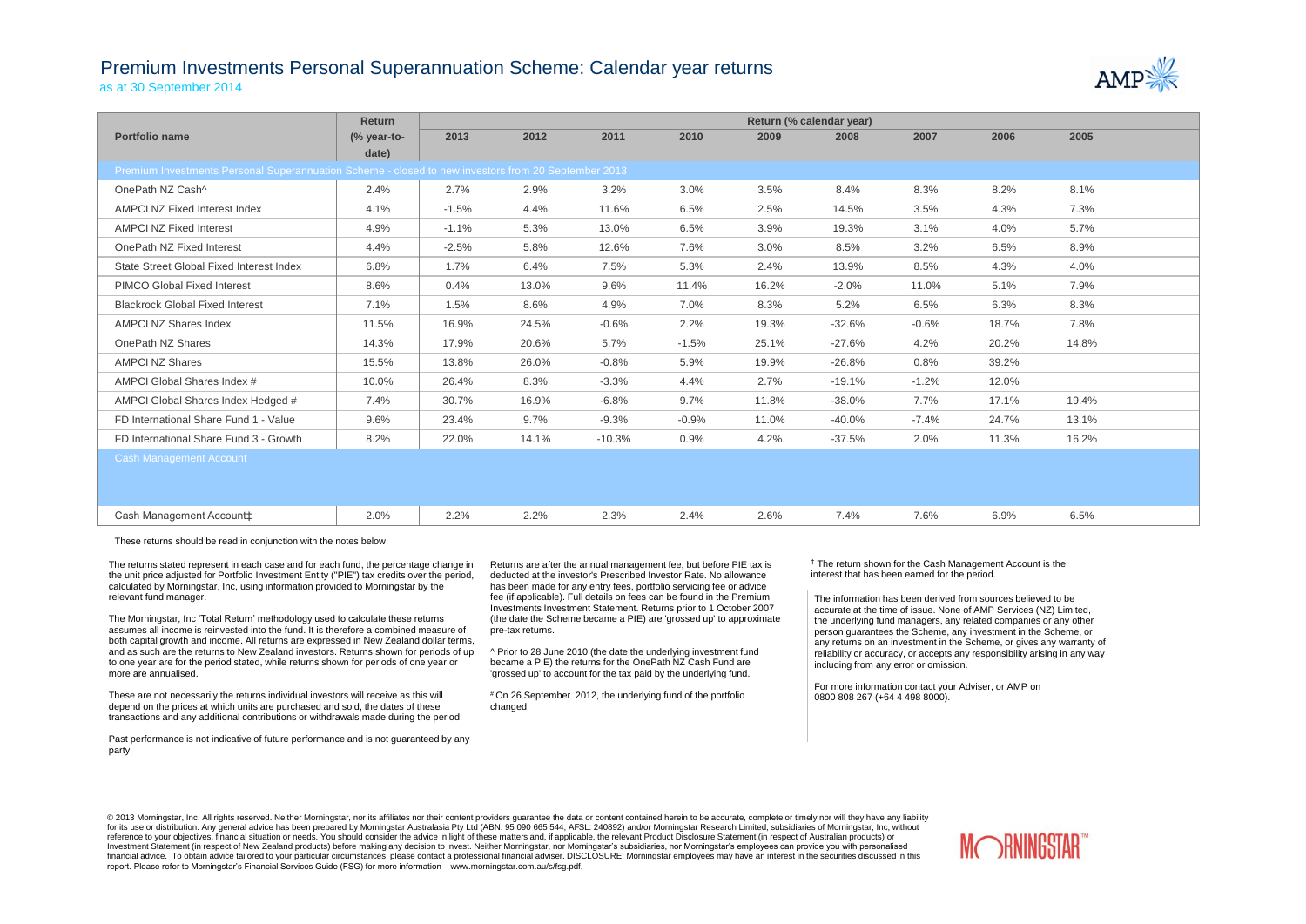# Premium Investments Personal Superannuation Scheme: Calendar year returns

as at 30 September 2014

| Portfolio name | Return (% year-to-date) | Return (% calendar year) | | | | | | | | |
|---|---|---|---|---|---|---|---|---|---|---|
| | | 2013 | 2012 | 2011 | 2010 | 2009 | 2008 | 2007 | 2006 | 2005 |
| Premium Investments Personal Superannuation Scheme - closed to new investors from 20 September 2013 | | | | | | | | | | |
| OnePath NZ Cash^ | 2.4% | 2.7% | 2.9% | 3.2% | 3.0% | 3.5% | 8.4% | 8.3% | 8.2% | 8.1% |
| AMPCI NZ Fixed Interest Index | 4.1% | -1.5% | 4.4% | 11.6% | 6.5% | 2.5% | 14.5% | 3.5% | 4.3% | 7.3% |
| AMPCI NZ Fixed Interest | 4.9% | -1.1% | 5.3% | 13.0% | 6.5% | 3.9% | 19.3% | 3.1% | 4.0% | 5.7% |
| OnePath NZ Fixed Interest | 4.4% | -2.5% | 5.8% | 12.6% | 7.6% | 3.0% | 8.5% | 3.2% | 6.5% | 8.9% |
| State Street Global Fixed Interest Index | 6.8% | 1.7% | 6.4% | 7.5% | 5.3% | 2.4% | 13.9% | 8.5% | 4.3% | 4.0% |
| PIMCO Global Fixed Interest | 8.6% | 0.4% | 13.0% | 9.6% | 11.4% | 16.2% | -2.0% | 11.0% | 5.1% | 7.9% |
| Blackrock Global Fixed Interest | 7.1% | 1.5% | 8.6% | 4.9% | 7.0% | 8.3% | 5.2% | 6.5% | 6.3% | 8.3% |
| AMPCI NZ Shares Index | 11.5% | 16.9% | 24.5% | -0.6% | 2.2% | 19.3% | -32.6% | -0.6% | 18.7% | 7.8% |
| OnePath NZ Shares | 14.3% | 17.9% | 20.6% | 5.7% | -1.5% | 25.1% | -27.6% | 4.2% | 20.2% | 14.8% |
| AMPCI NZ Shares | 15.5% | 13.8% | 26.0% | -0.8% | 5.9% | 19.9% | -26.8% | 0.8% | 39.2% | |
| AMPCI Global Shares Index # | 10.0% | 26.4% | 8.3% | -3.3% | 4.4% | 2.7% | -19.1% | -1.2% | 12.0% | |
| AMPCI Global Shares Index Hedged # | 7.4% | 30.7% | 16.9% | -6.8% | 9.7% | 11.8% | -38.0% | 7.7% | 17.1% | 19.4% |
| FD International Share Fund 1 - Value | 9.6% | 23.4% | 9.7% | -9.3% | -0.9% | 11.0% | -40.0% | -7.4% | 24.7% | 13.1% |
| FD International Share Fund 3 - Growth | 8.2% | 22.0% | 14.1% | -10.3% | 0.9% | 4.2% | -37.5% | 2.0% | 11.3% | 16.2% |
| Cash Management Account | | | | | | | | | | |
| Cash Management Account‡ | 2.0% | 2.2% | 2.2% | 2.3% | 2.4% | 2.6% | 7.4% | 7.6% | 6.9% | 6.5% |

These returns should be read in conjunction with the notes below:

The returns stated represent in each case and for each fund, the percentage change in the unit price adjusted for Portfolio Investment Entity ("PIE") tax credits over the period, calculated by Morningstar, Inc, using information provided to Morningstar by the relevant fund manager.

The Morningstar, Inc 'Total Return' methodology used to calculate these returns assumes all income is reinvested into the fund. It is therefore a combined measure of both capital growth and income. All returns are expressed in New Zealand dollar terms, and as such are the returns to New Zealand investors. Returns shown for periods of up to one year are for the period stated, while returns shown for periods of one year or more are annualised.

These are not necessarily the returns individual investors will receive as this will depend on the prices at which units are purchased and sold, the dates of these transactions and any additional contributions or withdrawals made during the period.

Past performance is not indicative of future performance and is not guaranteed by any party.

Returns are after the annual management fee, but before PIE tax is deducted at the investor's Prescribed Investor Rate. No allowance has been made for any entry fees, portfolio servicing fee or advice fee (if applicable). Full details on fees can be found in the Premium Investments Investment Statement. Returns prior to 1 October 2007 (the date the Scheme became a PIE) are 'grossed up' to approximate pre-tax returns.

^ Prior to 28 June 2010 (the date the underlying investment fund became a PIE) the returns for the OnePath NZ Cash Fund are 'grossed up' to account for the tax paid by the underlying fund.

# On 26 September 2012, the underlying fund of the portfolio changed.

‡ The return shown for the Cash Management Account is the interest that has been earned for the period.

The information has been derived from sources believed to be accurate at the time of issue. None of AMP Services (NZ) Limited, the underlying fund managers, any related companies or any other person guarantees the Scheme, any investment in the Scheme, or any returns on an investment in the Scheme, or gives any warranty of reliability or accuracy, or accepts any responsibility arising in any way including from any error or omission.

For more information contact your Adviser, or AMP on 0800 808 267 (+64 4 498 8000).

© 2013 Morningstar, Inc. All rights reserved. Neither Morningstar, nor its affiliates nor their content providers guarantee the data or content contained herein to be accurate, complete or timely nor will they have any liability for its use or distribution. Any general advice has been prepared by Morningstar Australasia Pty Ltd (ABN: 95 090 665 544, AFSL: 240892) and/or Morningstar Research Limited, subsidiaries of Morningstar, Inc, without reference to your objectives, financial situation or needs. You should consider the advice in light of these matters and, if applicable, the relevant Product Disclosure Statement (in respect of Australian products) or Investment Statement (in respect of New Zealand products) before making any decision to invest. Neither Morningstar, nor Morningstar's subsidiaries, nor Morningstar's employees can provide you with personalised financial advice. To obtain advice tailored to your particular circumstances, please contact a professional financial adviser. DISCLOSURE: Morningstar employees may have an interest in the securities discussed in this report. Please refer to Morningstar's Financial Services Guide (FSG) for more information - www.morningstar.com.au/s/fsg.pdf.